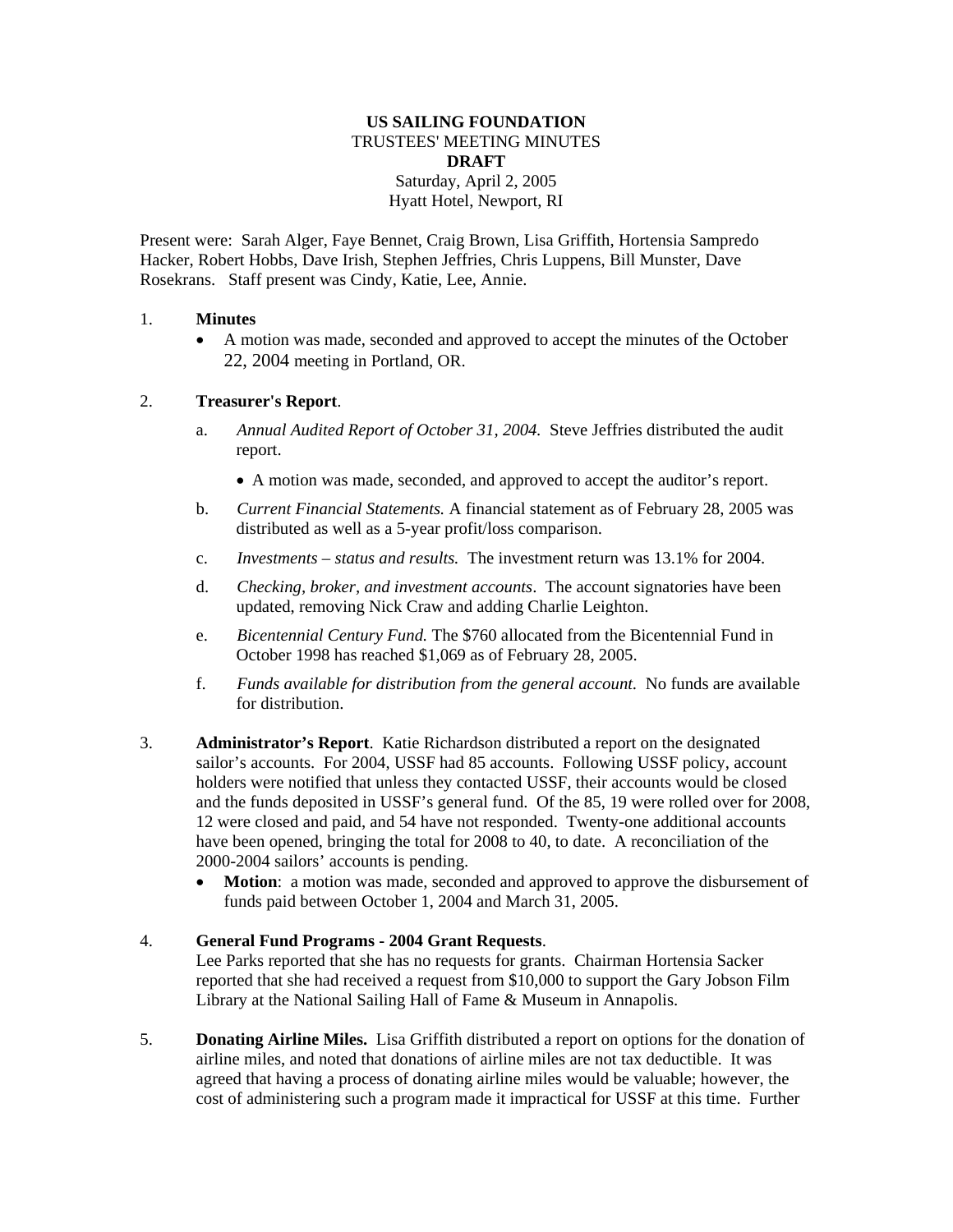**US SAILING FOUNDATION**
TRUSTEES' MEETING MINUTES
**DRAFT**
Saturday, April 2, 2005
Hyatt Hotel, Newport, RI

Present were: Sarah Alger, Faye Bennet, Craig Brown, Lisa Griffith, Hortensia Sampredo Hacker, Robert Hobbs, Dave Irish, Stephen Jeffries, Chris Luppens, Bill Munster, Dave Rosekrans. Staff present was Cindy, Katie, Lee, Annie.

1. **Minutes**
   - A motion was made, seconded and approved to accept the minutes of the October 22, 2004 meeting in Portland, OR.

2. **Treasurer's Report**.
   a. *Annual Audited Report of October 31, 2004.* Steve Jeffries distributed the audit report.
      - A motion was made, seconded, and approved to accept the auditor's report.

   b. *Current Financial Statements.* A financial statement as of February 28, 2005 was distributed as well as a 5-year profit/loss comparison.

   c. *Investments – status and results.* The investment return was 13.1% for 2004.

   d. *Checking, broker, and investment accounts*. The account signatories have been updated, removing Nick Craw and adding Charlie Leighton.

   e. *Bicentennial Century Fund.* The $760 allocated from the Bicentennial Fund in October 1998 has reached $1,069 as of February 28, 2005.

   f. *Funds available for distribution from the general account.* No funds are available for distribution.

3. **Administrator's Report**. Katie Richardson distributed a report on the designated sailor's accounts. For 2004, USSF had 85 accounts. Following USSF policy, account holders were notified that unless they contacted USSF, their accounts would be closed and the funds deposited in USSF's general fund. Of the 85, 19 were rolled over for 2008, 12 were closed and paid, and 54 have not responded. Twenty-one additional accounts have been opened, bringing the total for 2008 to 40, to date. A reconciliation of the 2000-2004 sailors' accounts is pending.
   - **Motion**: a motion was made, seconded and approved to approve the disbursement of funds paid between October 1, 2004 and March 31, 2005.

4. **General Fund Programs - 2004 Grant Requests**.
   Lee Parks reported that she has no requests for grants. Chairman Hortensia Sacker reported that she had received a request from $10,000 to support the Gary Jobson Film Library at the National Sailing Hall of Fame & Museum in Annapolis.

5. **Donating Airline Miles.** Lisa Griffith distributed a report on options for the donation of airline miles, and noted that donations of airline miles are not tax deductible. It was agreed that having a process of donating airline miles would be valuable; however, the cost of administering such a program made it impractical for USSF at this time. Further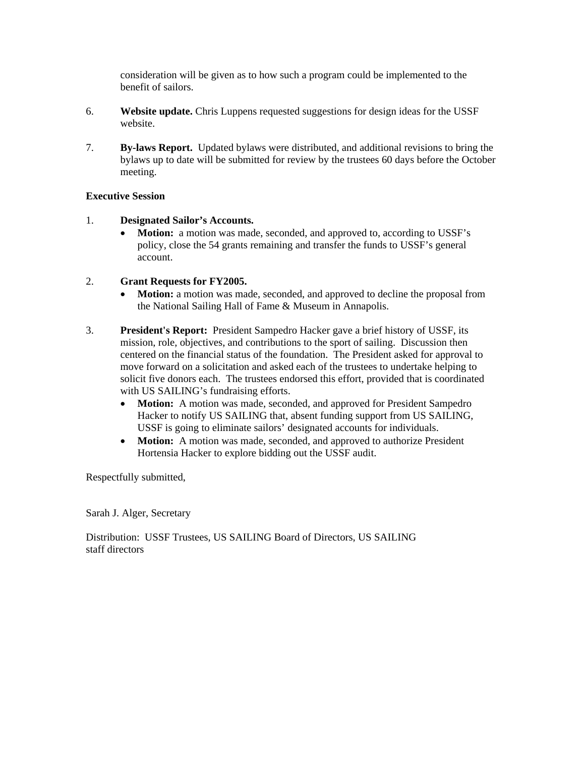consideration will be given as to how such a program could be implemented to the benefit of sailors.

6. **Website update.** Chris Luppens requested suggestions for design ideas for the USSF website.

7. **By-laws Report.** Updated bylaws were distributed, and additional revisions to bring the bylaws up to date will be submitted for review by the trustees 60 days before the October meeting.

**Executive Session**

1. **Designated Sailor's Accounts.**
   - **Motion:** a motion was made, seconded, and approved to, according to USSF's policy, close the 54 grants remaining and transfer the funds to USSF's general account.

2. **Grant Requests for FY2005.**
   - **Motion:** a motion was made, seconded, and approved to decline the proposal from the National Sailing Hall of Fame & Museum in Annapolis.

3. **President's Report:** President Sampedro Hacker gave a brief history of USSF, its mission, role, objectives, and contributions to the sport of sailing. Discussion then centered on the financial status of the foundation. The President asked for approval to move forward on a solicitation and asked each of the trustees to undertake helping to solicit five donors each. The trustees endorsed this effort, provided that is coordinated with US SAILING's fundraising efforts.
   - **Motion:** A motion was made, seconded, and approved for President Sampedro Hacker to notify US SAILING that, absent funding support from US SAILING, USSF is going to eliminate sailors' designated accounts for individuals.
   - **Motion:** A motion was made, seconded, and approved to authorize President Hortensia Hacker to explore bidding out the USSF audit.

Respectfully submitted,

Sarah J. Alger, Secretary

Distribution: USSF Trustees, US SAILING Board of Directors, US SAILING staff directors